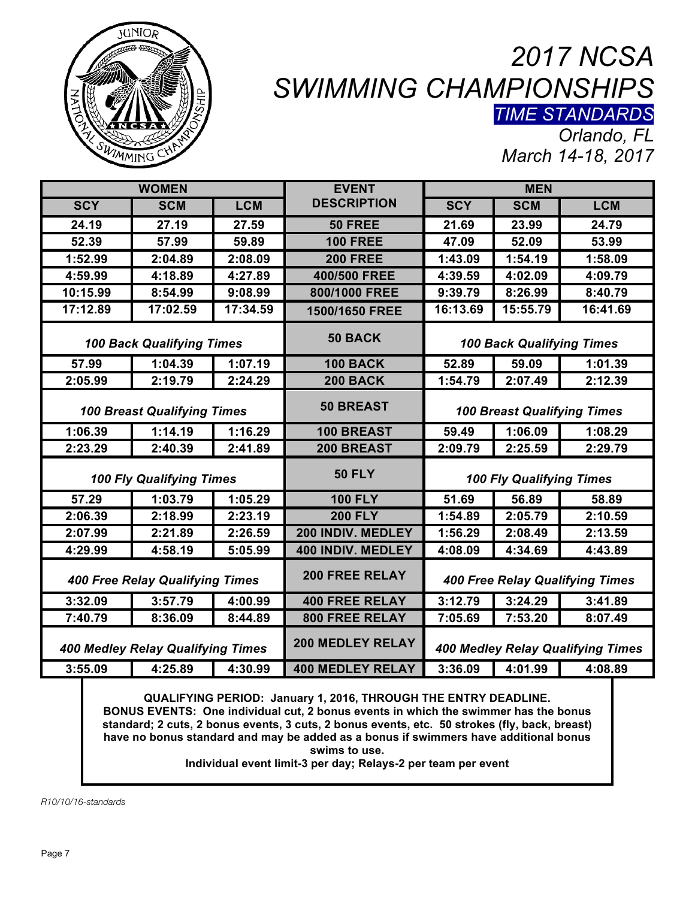# 2017 NCSA SWIMMING CHAMPIONSHIPS

*TIME STANDARDS*

*Orlando, FL*

*March 14-18, 2017*

| WOMEN | | | EVENT DESCRIPTION | MEN | | |
|---|---|---|---|---|---|---|
| SCY | SCM | LCM | | SCY | SCM | LCM |
| 24.19 | 27.19 | 27.59 | 50 FREE | 21.69 | 23.99 | 24.79 |
| 52.39 | 57.99 | 59.89 | 100 FREE | 47.09 | 52.09 | 53.99 |
| 1:52.99 | 2:04.89 | 2:08.09 | 200 FREE | 1:43.09 | 1:54.19 | 1:58.09 |
| 4:59.99 | 4:18.89 | 4:27.89 | 400/500 FREE | 4:39.59 | 4:02.09 | 4:09.79 |
| 10:15.99 | 8:54.99 | 9:08.99 | 800/1000 FREE | 9:39.79 | 8:26.99 | 8:40.79 |
| 17:12.89 | 17:02.59 | 17:34.59 | 1500/1650 FREE | 16:13.69 | 15:55.79 | 16:41.69 |
| *100 Back Qualifying Times* | | | 50 BACK | *100 Back Qualifying Times* | | |
| 57.99 | 1:04.39 | 1:07.19 | 100 BACK | 52.89 | 59.09 | 1:01.39 |
| 2:05.99 | 2:19.79 | 2:24.29 | 200 BACK | 1:54.79 | 2:07.49 | 2:12.39 |
| *100 Breast Qualifying Times* | | | 50 BREAST | *100 Breast Qualifying Times* | | |
| 1:06.39 | 1:14.19 | 1:16.29 | 100 BREAST | 59.49 | 1:06.09 | 1:08.29 |
| 2:23.29 | 2:40.39 | 2:41.89 | 200 BREAST | 2:09.79 | 2:25.59 | 2:29.79 |
| *100 Fly Qualifying Times* | | | 50 FLY | *100 Fly Qualifying Times* | | |
| 57.29 | 1:03.79 | 1:05.29 | 100 FLY | 51.69 | 56.89 | 58.89 |
| 2:06.39 | 2:18.99 | 2:23.19 | 200 FLY | 1:54.89 | 2:05.79 | 2:10.59 |
| 2:07.99 | 2:21.89 | 2:26.59 | 200 INDIV. MEDLEY | 1:56.29 | 2:08.49 | 2:13.59 |
| 4:29.99 | 4:58.19 | 5:05.99 | 400 INDIV. MEDLEY | 4:08.09 | 4:34.69 | 4:43.89 |
| *400 Free Relay Qualifying Times* | | | 200 FREE RELAY | *400 Free Relay Qualifying Times* | | |
| 3:32.09 | 3:57.79 | 4:00.99 | 400 FREE RELAY | 3:12.79 | 3:24.29 | 3:41.89 |
| 7:40.79 | 8:36.09 | 8:44.89 | 800 FREE RELAY | 7:05.69 | 7:53.20 | 8:07.49 |
| *400 Medley Relay Qualifying Times* | | | 200 MEDLEY RELAY | *400 Medley Relay Qualifying Times* | | |
| 3:55.09 | 4:25.89 | 4:30.99 | 400 MEDLEY RELAY | 3:36.09 | 4:01.99 | 4:08.89 |

**QUALIFYING PERIOD: January 1, 2016, THROUGH THE ENTRY DEADLINE.**
**BONUS EVENTS: One individual cut, 2 bonus events in which the swimmer has the bonus standard; 2 cuts, 2 bonus events, 3 cuts, 2 bonus events, etc. 50 strokes (fly, back, breast) have no bonus standard and may be added as a bonus if swimmers have additional bonus swims to use.**
**Individual event limit-3 per day; Relays-2 per team per event**

*R10/10/16-standards*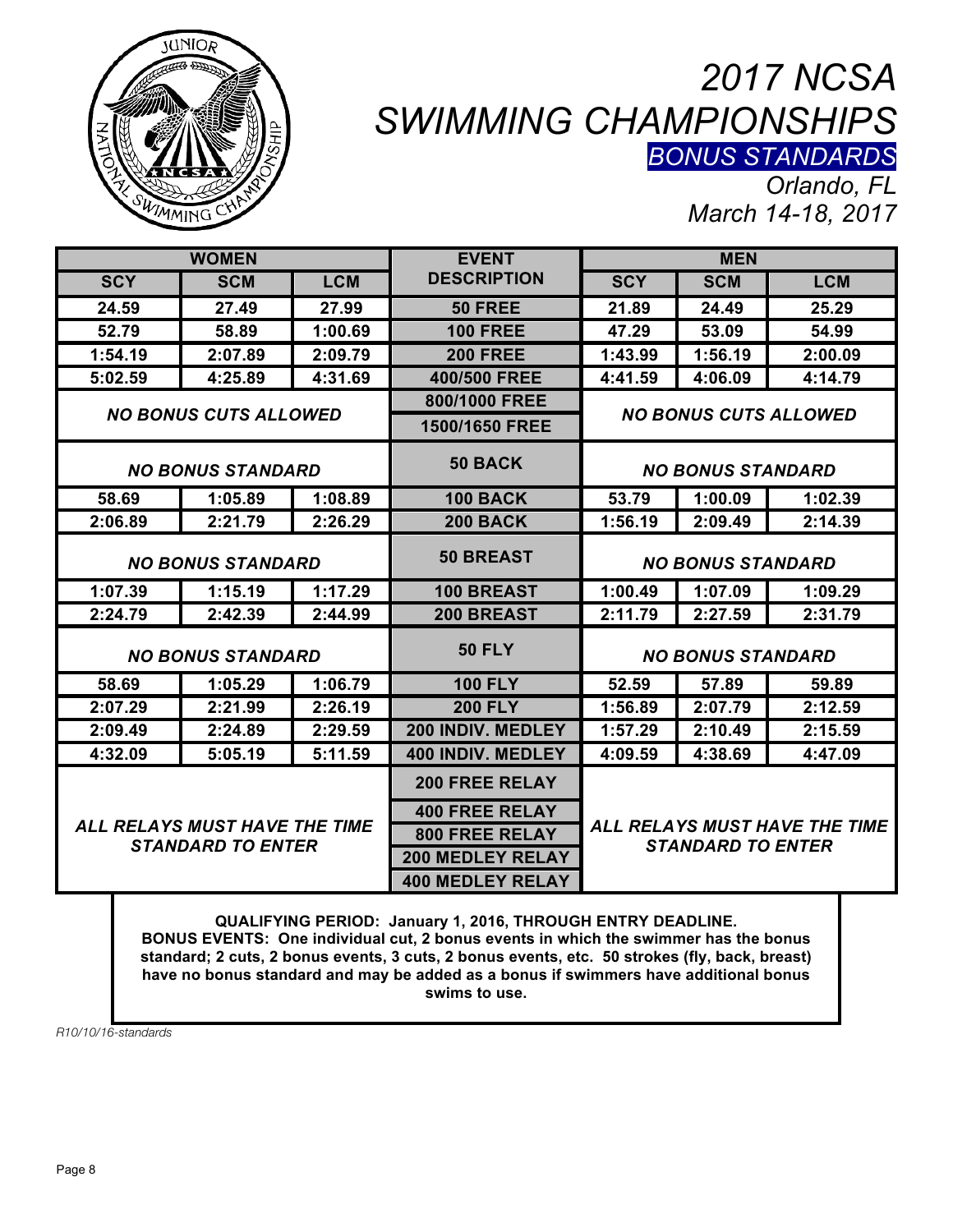# 2017 NCSA SWIMMING CHAMPIONSHIPS

## *BONUS STANDARDS*

*Orlando, FL*
*March 14-18, 2017*

| WOMEN | | | EVENT DESCRIPTION | MEN | | |
|---|---|---|---|---|---|---|
| **SCY** | **SCM** | **LCM** | | **SCY** | **SCM** | **LCM** |
| 24.59 | 27.49 | 27.99 | **50 FREE** | 21.89 | 24.49 | 25.29 |
| 52.79 | 58.89 | 1:00.69 | **100 FREE** | 47.29 | 53.09 | 54.99 |
| 1:54.19 | 2:07.89 | 2:09.79 | **200 FREE** | 1:43.99 | 1:56.19 | 2:00.09 |
| 5:02.59 | 4:25.89 | 4:31.69 | **400/500 FREE** | 4:41.59 | 4:06.09 | 4:14.79 |
| *NO BONUS CUTS ALLOWED* | | | **800/1000 FREE** | *NO BONUS CUTS ALLOWED* | | |
| | | | **1500/1650 FREE** | | | |
| *NO BONUS STANDARD* | | | **50 BACK** | *NO BONUS STANDARD* | | |
| 58.69 | 1:05.89 | 1:08.89 | **100 BACK** | 53.79 | 1:00.09 | 1:02.39 |
| 2:06.89 | 2:21.79 | 2:26.29 | **200 BACK** | 1:56.19 | 2:09.49 | 2:14.39 |
| *NO BONUS STANDARD* | | | **50 BREAST** | *NO BONUS STANDARD* | | |
| 1:07.39 | 1:15.19 | 1:17.29 | **100 BREAST** | 1:00.49 | 1:07.09 | 1:09.29 |
| 2:24.79 | 2:42.39 | 2:44.99 | **200 BREAST** | 2:11.79 | 2:27.59 | 2:31.79 |
| *NO BONUS STANDARD* | | | **50 FLY** | *NO BONUS STANDARD* | | |
| 58.69 | 1:05.29 | 1:06.79 | **100 FLY** | 52.59 | 57.89 | 59.89 |
| 2:07.29 | 2:21.99 | 2:26.19 | **200 FLY** | 1:56.89 | 2:07.79 | 2:12.59 |
| 2:09.49 | 2:24.89 | 2:29.59 | **200 INDIV. MEDLEY** | 1:57.29 | 2:10.49 | 2:15.59 |
| 4:32.09 | 5:05.19 | 5:11.59 | **400 INDIV. MEDLEY** | 4:09.59 | 4:38.69 | 4:47.09 |
| *ALL RELAYS MUST HAVE THE TIME STANDARD TO ENTER* | | | **200 FREE RELAY** | *ALL RELAYS MUST HAVE THE TIME STANDARD TO ENTER* | | |
| | | | **400 FREE RELAY** | | | |
| | | | **800 FREE RELAY** | | | |
| | | | **200 MEDLEY RELAY** | | | |
| | | | **400 MEDLEY RELAY** | | | |

**QUALIFYING PERIOD: January 1, 2016, THROUGH ENTRY DEADLINE.**
**BONUS EVENTS: One individual cut, 2 bonus events in which the swimmer has the bonus standard; 2 cuts, 2 bonus events, 3 cuts, 2 bonus events, etc. 50 strokes (fly, back, breast) have no bonus standard and may be added as a bonus if swimmers have additional bonus swims to use.**

*R10/10/16-standards*